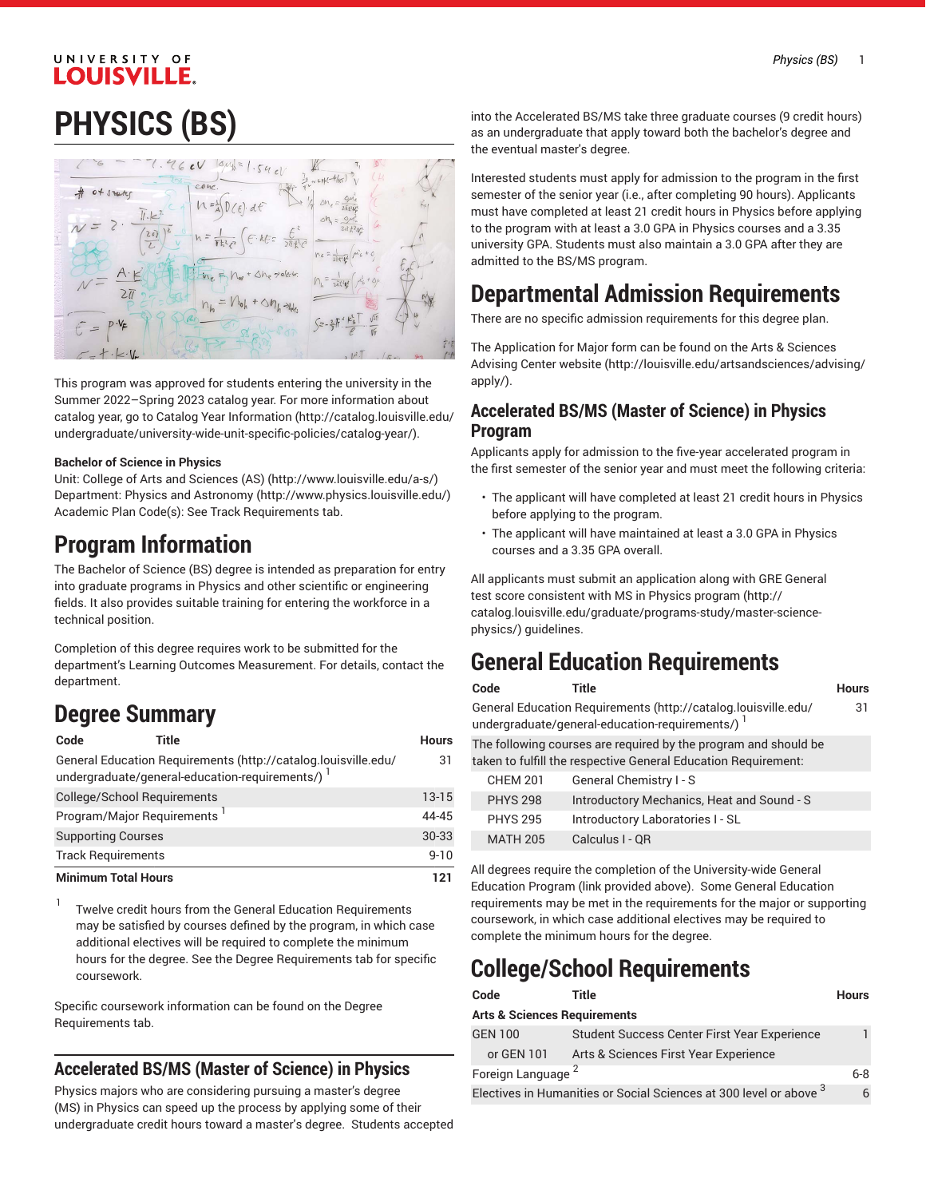# PHYSICS (BS)

This program was approved for students entering the university in the Summer 2022–Spring 2023 catalog year. For more information about catalog year, go to Catalog Year Information (http://catalog.louisville.edu/undergraduate/university-wide-unit-specific-policies/catalog-year/).

**Bachelor of Science in Physics**

Unit: College of Arts and Sciences (AS) (http://www.louisville.edu/a-s/)
Department: Physics and Astronomy (http://www.physics.louisville.edu/)
Academic Plan Code(s): See Track Requirements tab.

## Program Information

The Bachelor of Science (BS) degree is intended as preparation for entry into graduate programs in Physics and other scientific or engineering fields. It also provides suitable training for entering the workforce in a technical position.

Completion of this degree requires work to be submitted for the department's Learning Outcomes Measurement. For details, contact the department.

## Degree Summary

| Code | Title | Hours |
|---|---|---|
| General Education Requirements (http://catalog.louisville.edu/undergraduate/general-education-requirements/) [1] | | 31 |
| College/School Requirements | | 13-15 |
| Program/Major Requirements [1] | | 44-45 |
| Supporting Courses | | 30-33 |
| Track Requirements | | 9-10 |
| **Minimum Total Hours** | | **121** |

1. Twelve credit hours from the General Education Requirements may be satisfied by courses defined by the program, in which case additional electives will be required to complete the minimum hours for the degree. See the Degree Requirements tab for specific coursework.

Specific coursework information can be found on the Degree Requirements tab.

## Accelerated BS/MS (Master of Science) in Physics

Physics majors who are considering pursuing a master's degree (MS) in Physics can speed up the process by applying some of their undergraduate credit hours toward a master's degree. Students accepted into the Accelerated BS/MS take three graduate courses (9 credit hours) as an undergraduate that apply toward both the bachelor's degree and the eventual master's degree.

Interested students must apply for admission to the program in the first semester of the senior year (i.e., after completing 90 hours). Applicants must have completed at least 21 credit hours in Physics before applying to the program with at least a 3.0 GPA in Physics courses and a 3.35 university GPA. Students must also maintain a 3.0 GPA after they are admitted to the BS/MS program.

# Departmental Admission Requirements

There are no specific admission requirements for this degree plan.

The Application for Major form can be found on the Arts & Sciences Advising Center website (http://louisville.edu/artsandsciences/advising/apply/).

### Accelerated BS/MS (Master of Science) in Physics Program

Applicants apply for admission to the five-year accelerated program in the first semester of the senior year and must meet the following criteria:

- The applicant will have completed at least 21 credit hours in Physics before applying to the program.
- The applicant will have maintained at least a 3.0 GPA in Physics courses and a 3.35 GPA overall.

All applicants must submit an application along with GRE General test score consistent with MS in Physics program (http://catalog.louisville.edu/graduate/programs-study/master-science-physics/) guidelines.

# General Education Requirements

| Code | Title | Hours |
|---|---|---|
| General Education Requirements (http://catalog.louisville.edu/undergraduate/general-education-requirements/) [1] | | 31 |
| The following courses are required by the program and should be taken to fulfill the respective General Education Requirement: | | |
| CHEM 201 | General Chemistry I - S | |
| PHYS 298 | Introductory Mechanics, Heat and Sound - S | |
| PHYS 295 | Introductory Laboratories I - SL | |
| MATH 205 | Calculus I - QR | |

All degrees require the completion of the University-wide General Education Program (link provided above). Some General Education requirements may be met in the requirements for the major or supporting coursework, in which case additional electives may be required to complete the minimum hours for the degree.

# College/School Requirements

| Code | Title | Hours |
|---|---|---|
| **Arts & Sciences Requirements** | | |
| GEN 100 | Student Success Center First Year Experience | 1 |
| or GEN 101 | Arts & Sciences First Year Experience | |
| Foreign Language [2] | | 6-8 |
| Electives in Humanities or Social Sciences at 300 level or above [3] | | 6 |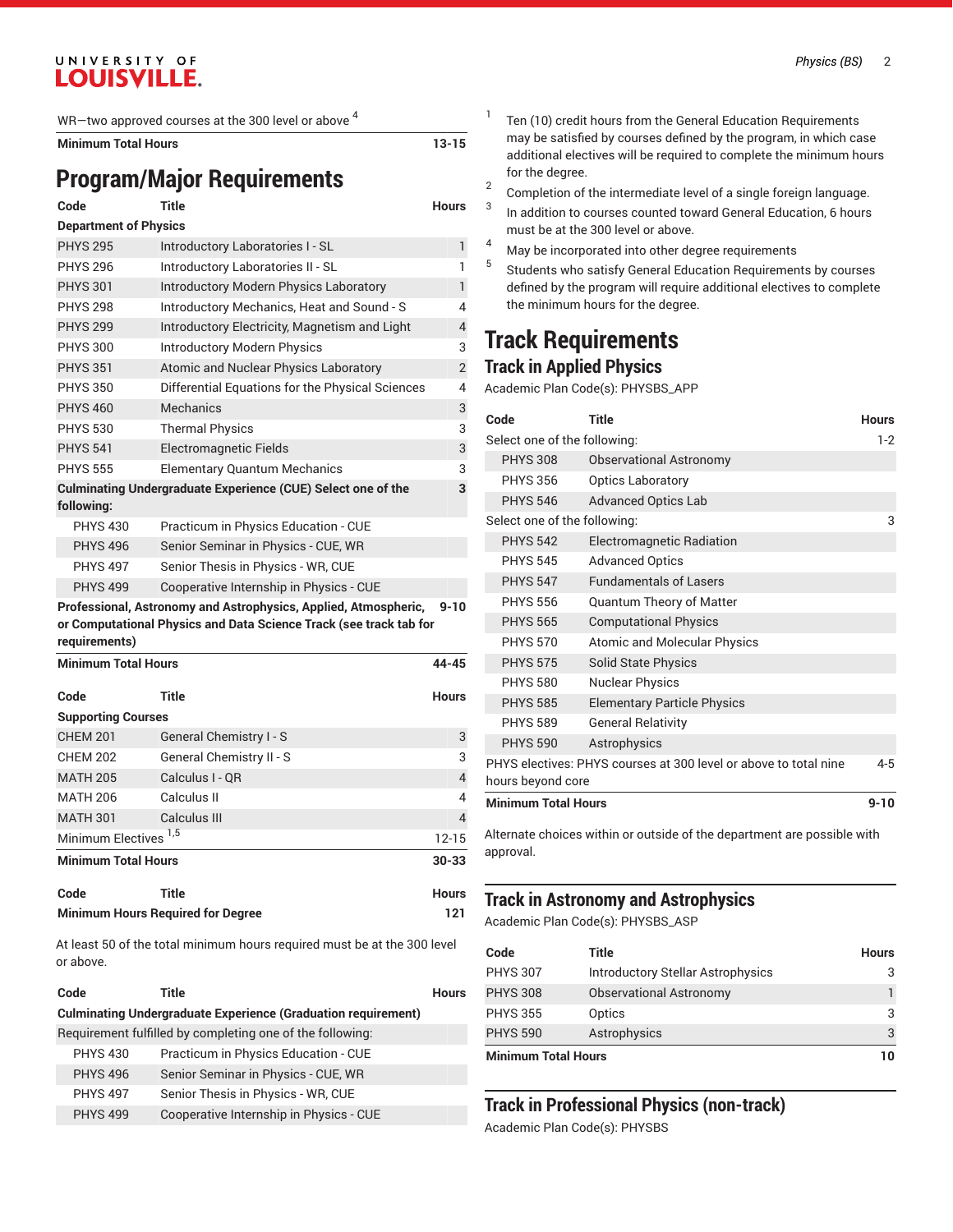| | | |
|---|---|---|
| WR—two approved courses at the 300 level or above [4] | | |
| **Minimum Total Hours** | | **13-15** |

## Program/Major Requirements

| Code | Title | Hours |
|---|---|---|
| **Department of Physics** | | |
| PHYS 295 | Introductory Laboratories I - SL | 1 |
| PHYS 296 | Introductory Laboratories II - SL | 1 |
| PHYS 301 | Introductory Modern Physics Laboratory | 1 |
| PHYS 298 | Introductory Mechanics, Heat and Sound - S | 4 |
| PHYS 299 | Introductory Electricity, Magnetism and Light | 4 |
| PHYS 300 | Introductory Modern Physics | 3 |
| PHYS 351 | Atomic and Nuclear Physics Laboratory | 2 |
| PHYS 350 | Differential Equations for the Physical Sciences | 4 |
| PHYS 460 | Mechanics | 3 |
| PHYS 530 | Thermal Physics | 3 |
| PHYS 541 | Electromagnetic Fields | 3 |
| PHYS 555 | Elementary Quantum Mechanics | 3 |
| **Culminating Undergraduate Experience (CUE) Select one of the following:** | | **3** |
| PHYS 430 | Practicum in Physics Education - CUE | |
| PHYS 496 | Senior Seminar in Physics - CUE, WR | |
| PHYS 497 | Senior Thesis in Physics - WR, CUE | |
| PHYS 499 | Cooperative Internship in Physics - CUE | |
| **Professional, Astronomy and Astrophysics, Applied, Atmospheric, or Computational Physics and Data Science Track (see track tab for requirements)** | | **9-10** |
| **Minimum Total Hours** | | **44-45** |

| Code | Title | Hours |
|---|---|---|
| **Supporting Courses** | | |
| CHEM 201 | General Chemistry I - S | 3 |
| CHEM 202 | General Chemistry II - S | 3 |
| MATH 205 | Calculus I - QR | 4 |
| MATH 206 | Calculus II | 4 |
| MATH 301 | Calculus III | 4 |
| Minimum Electives [1,5] | | 12-15 |
| **Minimum Total Hours** | | **30-33** |

| Code | Title | Hours |
|---|---|---|
| **Minimum Hours Required for Degree** | | **121** |

At least 50 of the total minimum hours required must be at the 300 level or above.

| Code | Title | Hours |
|---|---|---|
| **Culminating Undergraduate Experience (Graduation requirement)** | | |
| Requirement fulfilled by completing one of the following: | | |
| PHYS 430 | Practicum in Physics Education - CUE | |
| PHYS 496 | Senior Seminar in Physics - CUE, WR | |
| PHYS 497 | Senior Thesis in Physics - WR, CUE | |
| PHYS 499 | Cooperative Internship in Physics - CUE | |

1. Ten (10) credit hours from the General Education Requirements may be satisfied by courses defined by the program, in which case additional electives will be required to complete the minimum hours for the degree.
2. Completion of the intermediate level of a single foreign language.
3. In addition to courses counted toward General Education, 6 hours must be at the 300 level or above.
4. May be incorporated into other degree requirements
5. Students who satisfy General Education Requirements by courses defined by the program will require additional electives to complete the minimum hours for the degree.

# Track Requirements

## Track in Applied Physics

Academic Plan Code(s): PHYSBS_APP

| Code | Title | Hours |
|---|---|---|
| Select one of the following: | | 1-2 |
| PHYS 308 | Observational Astronomy | |
| PHYS 356 | Optics Laboratory | |
| PHYS 546 | Advanced Optics Lab | |
| Select one of the following: | | 3 |
| PHYS 542 | Electromagnetic Radiation | |
| PHYS 545 | Advanced Optics | |
| PHYS 547 | Fundamentals of Lasers | |
| PHYS 556 | Quantum Theory of Matter | |
| PHYS 565 | Computational Physics | |
| PHYS 570 | Atomic and Molecular Physics | |
| PHYS 575 | Solid State Physics | |
| PHYS 580 | Nuclear Physics | |
| PHYS 585 | Elementary Particle Physics | |
| PHYS 589 | General Relativity | |
| PHYS 590 | Astrophysics | |
| PHYS electives: PHYS courses at 300 level or above to total nine hours beyond core | | 4-5 |
| **Minimum Total Hours** | | **9-10** |

Alternate choices within or outside of the department are possible with approval.

## Track in Astronomy and Astrophysics

Academic Plan Code(s): PHYSBS_ASP

| Code | Title | Hours |
|---|---|---|
| PHYS 307 | Introductory Stellar Astrophysics | 3 |
| PHYS 308 | Observational Astronomy | 1 |
| PHYS 355 | Optics | 3 |
| PHYS 590 | Astrophysics | 3 |
| **Minimum Total Hours** | | **10** |

## Track in Professional Physics (non-track)

Academic Plan Code(s): PHYSBS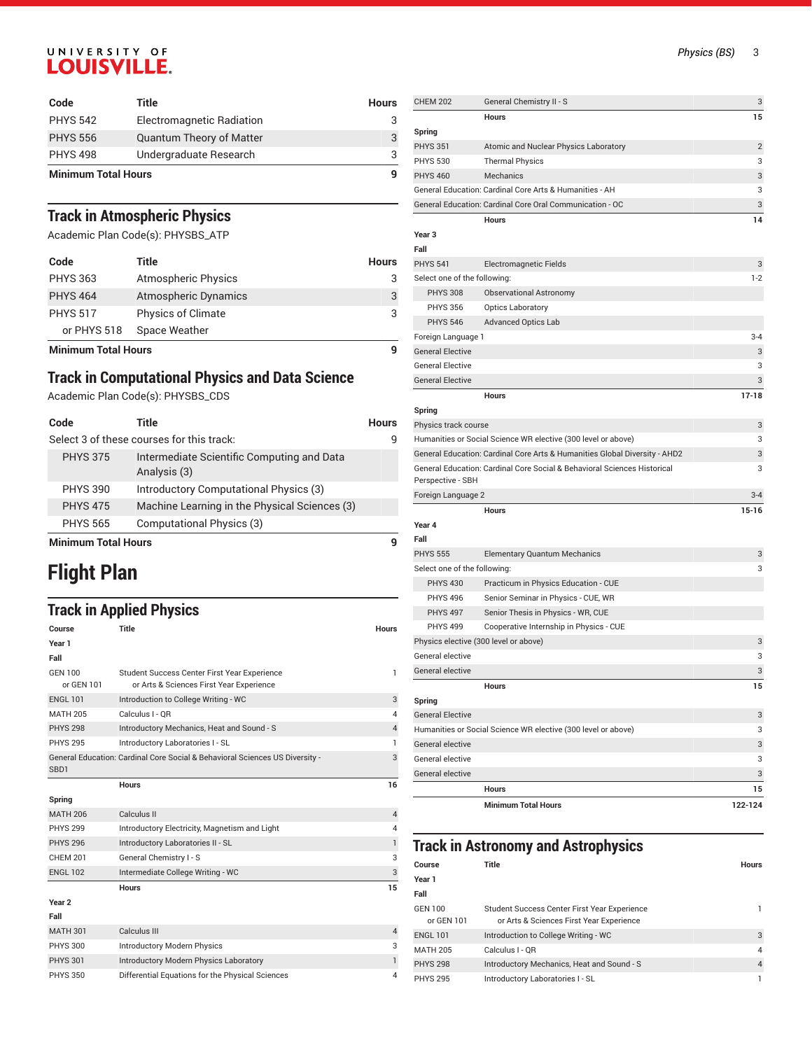| Code | Title | Hours |
|---|---|---|
| PHYS 542 | Electromagnetic Radiation | 3 |
| PHYS 556 | Quantum Theory of Matter | 3 |
| PHYS 498 | Undergraduate Research | 3 |
| **Minimum Total Hours** | | **9** |

## Track in Atmospheric Physics

Academic Plan Code(s): PHYSBS_ATP

| Code | Title | Hours |
|---|---|---|
| PHYS 363 | Atmospheric Physics | 3 |
| PHYS 464 | Atmospheric Dynamics | 3 |
| PHYS 517 | Physics of Climate | 3 |
| or PHYS 518 | Space Weather | |
| **Minimum Total Hours** | | **9** |

## Track in Computational Physics and Data Science

Academic Plan Code(s): PHYSBS_CDS

| Code | Title | Hours |
|---|---|---|
| Select 3 of these courses for this track: | | 9 |
| PHYS 375 | Intermediate Scientific Computing and Data Analysis (3) | |
| PHYS 390 | Introductory Computational Physics (3) | |
| PHYS 475 | Machine Learning in the Physical Sciences (3) | |
| PHYS 565 | Computational Physics (3) | |
| **Minimum Total Hours** | | **9** |

# Flight Plan

## Track in Applied Physics

| Course | Title | Hours |
|---|---|---|
| **Year 1** | | |
| **Fall** | | |
| GEN 100 or GEN 101 | Student Success Center First Year Experience or Arts & Sciences First Year Experience | 1 |
| ENGL 101 | Introduction to College Writing - WC | 3 |
| MATH 205 | Calculus I - QR | 4 |
| PHYS 298 | Introductory Mechanics, Heat and Sound - S | 4 |
| PHYS 295 | Introductory Laboratories I - SL | 1 |
| General Education: Cardinal Core Social & Behavioral Sciences US Diversity - SBD1 | | 3 |
| | **Hours** | **16** |
| **Spring** | | |
| MATH 206 | Calculus II | 4 |
| PHYS 299 | Introductory Electricity, Magnetism and Light | 4 |
| PHYS 296 | Introductory Laboratories II - SL | 1 |
| CHEM 201 | General Chemistry I - S | 3 |
| ENGL 102 | Intermediate College Writing - WC | 3 |
| | **Hours** | **15** |
| **Year 2** | | |
| **Fall** | | |
| MATH 301 | Calculus III | 4 |
| PHYS 300 | Introductory Modern Physics | 3 |
| PHYS 301 | Introductory Modern Physics Laboratory | 1 |
| PHYS 350 | Differential Equations for the Physical Sciences | 4 |
| CHEM 202 | General Chemistry II - S | 3 |
| | **Hours** | **15** |
| **Spring** | | |
| PHYS 351 | Atomic and Nuclear Physics Laboratory | 2 |
| PHYS 530 | Thermal Physics | 3 |
| PHYS 460 | Mechanics | 3 |
| General Education: Cardinal Core Arts & Humanities - AH | | 3 |
| General Education: Cardinal Core Oral Communication - OC | | 3 |
| | **Hours** | **14** |
| **Year 3** | | |
| **Fall** | | |
| PHYS 541 | Electromagnetic Fields | 3 |
| Select one of the following: | | 1-2 |
| PHYS 308 | Observational Astronomy | |
| PHYS 356 | Optics Laboratory | |
| PHYS 546 | Advanced Optics Lab | |
| Foreign Language 1 | | 3-4 |
| General Elective | | 3 |
| General Elective | | 3 |
| General Elective | | 3 |
| | **Hours** | **17-18** |
| **Spring** | | |
| Physics track course | | 3 |
| Humanities or Social Science WR elective (300 level or above) | | 3 |
| General Education: Cardinal Core Arts & Humanities Global Diversity - AHD2 | | 3 |
| General Education: Cardinal Core Social & Behavioral Sciences Historical Perspective - SBH | | 3 |
| Foreign Language 2 | | 3-4 |
| | **Hours** | **15-16** |
| **Year 4** | | |
| **Fall** | | |
| PHYS 555 | Elementary Quantum Mechanics | 3 |
| Select one of the following: | | 3 |
| PHYS 430 | Practicum in Physics Education - CUE | |
| PHYS 496 | Senior Seminar in Physics - CUE, WR | |
| PHYS 497 | Senior Thesis in Physics - WR, CUE | |
| PHYS 499 | Cooperative Internship in Physics - CUE | |
| Physics elective (300 level or above) | | 3 |
| General elective | | 3 |
| General elective | | 3 |
| | **Hours** | **15** |
| **Spring** | | |
| General Elective | | 3 |
| Humanities or Social Science WR elective (300 level or above) | | 3 |
| General elective | | 3 |
| General elective | | 3 |
| General elective | | 3 |
| | **Hours** | **15** |
| | **Minimum Total Hours** | **122-124** |

## Track in Astronomy and Astrophysics

| Course | Title | Hours |
|---|---|---|
| **Year 1** | | |
| **Fall** | | |
| GEN 100 or GEN 101 | Student Success Center First Year Experience or Arts & Sciences First Year Experience | 1 |
| ENGL 101 | Introduction to College Writing - WC | 3 |
| MATH 205 | Calculus I - QR | 4 |
| PHYS 298 | Introductory Mechanics, Heat and Sound - S | 4 |
| PHYS 295 | Introductory Laboratories I - SL | 1 |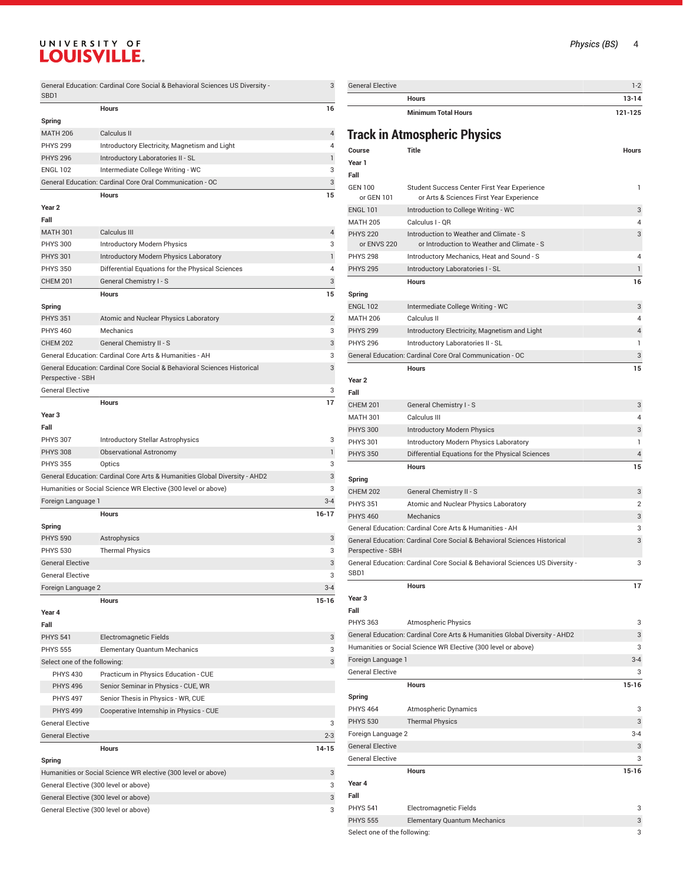| | | |
|---|---|---|
| General Education: Cardinal Core Social & Behavioral Sciences US Diversity - SBD1 | | 3 |
| | Hours | 16 |
| **Spring** | | |
| MATH 206 | Calculus II | 4 |
| PHYS 299 | Introductory Electricity, Magnetism and Light | 4 |
| PHYS 296 | Introductory Laboratories II - SL | 1 |
| ENGL 102 | Intermediate College Writing - WC | 3 |
| General Education: Cardinal Core Oral Communication - OC | | 3 |
| | Hours | 15 |
| **Year 2** | | |
| **Fall** | | |
| MATH 301 | Calculus III | 4 |
| PHYS 300 | Introductory Modern Physics | 3 |
| PHYS 301 | Introductory Modern Physics Laboratory | 1 |
| PHYS 350 | Differential Equations for the Physical Sciences | 4 |
| CHEM 201 | General Chemistry I - S | 3 |
| | Hours | 15 |
| **Spring** | | |
| PHYS 351 | Atomic and Nuclear Physics Laboratory | 2 |
| PHYS 460 | Mechanics | 3 |
| CHEM 202 | General Chemistry II - S | 3 |
| General Education: Cardinal Core Arts & Humanities - AH | | 3 |
| General Education: Cardinal Core Social & Behavioral Sciences Historical Perspective - SBH | | 3 |
| General Elective | | 3 |
| | Hours | 17 |
| **Year 3** | | |
| **Fall** | | |
| PHYS 307 | Introductory Stellar Astrophysics | 3 |
| PHYS 308 | Observational Astronomy | 1 |
| PHYS 355 | Optics | 3 |
| General Education: Cardinal Core Arts & Humanities Global Diversity - AHD2 | | 3 |
| Humanities or Social Science WR Elective (300 level or above) | | 3 |
| Foreign Language 1 | | 3-4 |
| | Hours | 16-17 |
| **Spring** | | |
| PHYS 590 | Astrophysics | 3 |
| PHYS 530 | Thermal Physics | 3 |
| General Elective | | 3 |
| General Elective | | 3 |
| Foreign Language 2 | | 3-4 |
| | Hours | 15-16 |
| **Year 4** | | |
| **Fall** | | |
| PHYS 541 | Electromagnetic Fields | 3 |
| PHYS 555 | Elementary Quantum Mechanics | 3 |
| Select one of the following: | | 3 |
| PHYS 430 | Practicum in Physics Education - CUE | |
| PHYS 496 | Senior Seminar in Physics - CUE, WR | |
| PHYS 497 | Senior Thesis in Physics - WR, CUE | |
| PHYS 499 | Cooperative Internship in Physics - CUE | |
| General Elective | | 3 |
| General Elective | | 2-3 |
| | Hours | 14-15 |
| **Spring** | | |
| Humanities or Social Science WR elective (300 level or above) | | 3 |
| General Elective (300 level or above) | | 3 |
| General Elective (300 level or above) | | 3 |
| General Elective (300 level or above) | | 3 |
| General Elective | | 1-2 |
| | Hours | 13-14 |
| | Minimum Total Hours | 121-125 |

## Track in Atmospheric Physics

| Course | Title | Hours |
|---|---|---|
| **Year 1** | | |
| **Fall** | | |
| GEN 100 or GEN 101 | Student Success Center First Year Experience or Arts & Sciences First Year Experience | 1 |
| ENGL 101 | Introduction to College Writing - WC | 3 |
| MATH 205 | Calculus I - QR | 4 |
| PHYS 220 or ENVS 220 | Introduction to Weather and Climate - S or Introduction to Weather and Climate - S | 3 |
| PHYS 298 | Introductory Mechanics, Heat and Sound - S | 4 |
| PHYS 295 | Introductory Laboratories I - SL | 1 |
| | Hours | 16 |
| **Spring** | | |
| ENGL 102 | Intermediate College Writing - WC | 3 |
| MATH 206 | Calculus II | 4 |
| PHYS 299 | Introductory Electricity, Magnetism and Light | 4 |
| PHYS 296 | Introductory Laboratories II - SL | 1 |
| General Education: Cardinal Core Oral Communication - OC | | 3 |
| | Hours | 15 |
| **Year 2** | | |
| **Fall** | | |
| CHEM 201 | General Chemistry I - S | 3 |
| MATH 301 | Calculus III | 4 |
| PHYS 300 | Introductory Modern Physics | 3 |
| PHYS 301 | Introductory Modern Physics Laboratory | 1 |
| PHYS 350 | Differential Equations for the Physical Sciences | 4 |
| | Hours | 15 |
| **Spring** | | |
| CHEM 202 | General Chemistry II - S | 3 |
| PHYS 351 | Atomic and Nuclear Physics Laboratory | 2 |
| PHYS 460 | Mechanics | 3 |
| General Education: Cardinal Core Arts & Humanities - AH | | 3 |
| General Education: Cardinal Core Social & Behavioral Sciences Historical Perspective - SBH | | 3 |
| General Education: Cardinal Core Social & Behavioral Sciences US Diversity - SBD1 | | 3 |
| | Hours | 17 |
| **Year 3** | | |
| **Fall** | | |
| PHYS 363 | Atmospheric Physics | 3 |
| General Education: Cardinal Core Arts & Humanities Global Diversity - AHD2 | | 3 |
| Humanities or Social Science WR Elective (300 level or above) | | 3 |
| Foreign Language 1 | | 3-4 |
| General Elective | | 3 |
| | Hours | 15-16 |
| **Spring** | | |
| PHYS 464 | Atmospheric Dynamics | 3 |
| PHYS 530 | Thermal Physics | 3 |
| Foreign Language 2 | | 3-4 |
| General Elective | | 3 |
| General Elective | | 3 |
| | Hours | 15-16 |
| **Year 4** | | |
| **Fall** | | |
| PHYS 541 | Electromagnetic Fields | 3 |
| PHYS 555 | Elementary Quantum Mechanics | 3 |
| Select one of the following: | | 3 |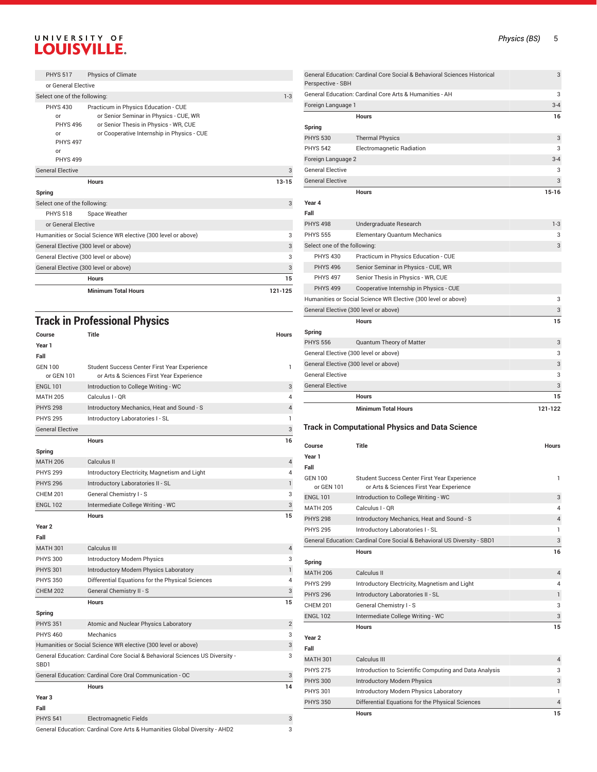| Course | Title | Hours |
|---|---|---|
| PHYS 517 | Physics of Climate | |
| or General Elective | | |
| Select one of the following: | | 1-3 |
| PHYS 430 or PHYS 496 or PHYS 497 or PHYS 499 | Practicum in Physics Education - CUE or Senior Seminar in Physics - CUE, WR or Senior Thesis in Physics - WR, CUE or Cooperative Internship in Physics - CUE | |
| General Elective | | 3 |
| | **Hours** | **13-15** |
| **Spring** | | |
| Select one of the following: | | 3 |
| PHYS 518 | Space Weather | |
| or General Elective | | |
| Humanities or Social Science WR elective (300 level or above) | | 3 |
| General Elective (300 level or above) | | 3 |
| General Elective (300 level or above) | | 3 |
| General Elective (300 level or above) | | 3 |
| | **Hours** | **15** |
| | **Minimum Total Hours** | **121-125** |

## Track in Professional Physics

| Course | Title | Hours |
|---|---|---|
| **Year 1** | | |
| **Fall** | | |
| GEN 100 or GEN 101 | Student Success Center First Year Experience or Arts & Sciences First Year Experience | 1 |
| ENGL 101 | Introduction to College Writing - WC | 3 |
| MATH 205 | Calculus I - QR | 4 |
| PHYS 298 | Introductory Mechanics, Heat and Sound - S | 4 |
| PHYS 295 | Introductory Laboratories I - SL | 1 |
| General Elective | | 3 |
| | **Hours** | **16** |
| **Spring** | | |
| MATH 206 | Calculus II | 4 |
| PHYS 299 | Introductory Electricity, Magnetism and Light | 4 |
| PHYS 296 | Introductory Laboratories II - SL | 1 |
| CHEM 201 | General Chemistry I - S | 3 |
| ENGL 102 | Intermediate College Writing - WC | 3 |
| | **Hours** | **15** |
| **Year 2** | | |
| **Fall** | | |
| MATH 301 | Calculus III | 4 |
| PHYS 300 | Introductory Modern Physics | 3 |
| PHYS 301 | Introductory Modern Physics Laboratory | 1 |
| PHYS 350 | Differential Equations for the Physical Sciences | 4 |
| CHEM 202 | General Chemistry II - S | 3 |
| | **Hours** | **15** |
| **Spring** | | |
| PHYS 351 | Atomic and Nuclear Physics Laboratory | 2 |
| PHYS 460 | Mechanics | 3 |
| Humanities or Social Science WR elective (300 level or above) | | 3 |
| General Education: Cardinal Core Social & Behavioral Sciences US Diversity - SBD1 | | 3 |
| General Education: Cardinal Core Oral Communication - OC | | 3 |
| | **Hours** | **14** |
| **Year 3** | | |
| **Fall** | | |
| PHYS 541 | Electromagnetic Fields | 3 |
| General Education: Cardinal Core Arts & Humanities Global Diversity - AHD2 | | 3 |
| General Education: Cardinal Core Social & Behavioral Sciences Historical Perspective - SBH | | 3 |
| General Education: Cardinal Core Arts & Humanities - AH | | 3 |
| Foreign Language 1 | | 3-4 |
| | **Hours** | **16** |
| **Spring** | | |
| PHYS 530 | Thermal Physics | 3 |
| PHYS 542 | Electromagnetic Radiation | 3 |
| Foreign Language 2 | | 3-4 |
| General Elective | | 3 |
| General Elective | | 3 |
| | **Hours** | **15-16** |
| **Year 4** | | |
| **Fall** | | |
| PHYS 498 | Undergraduate Research | 1-3 |
| PHYS 555 | Elementary Quantum Mechanics | 3 |
| Select one of the following: | | 3 |
| PHYS 430 | Practicum in Physics Education - CUE | |
| PHYS 496 | Senior Seminar in Physics - CUE, WR | |
| PHYS 497 | Senior Thesis in Physics - WR, CUE | |
| PHYS 499 | Cooperative Internship in Physics - CUE | |
| Humanities or Social Science WR Elective (300 level or above) | | 3 |
| General Elective (300 level or above) | | 3 |
| | **Hours** | **15** |
| **Spring** | | |
| PHYS 556 | Quantum Theory of Matter | 3 |
| General Elective (300 level or above) | | 3 |
| General Elective (300 level or above) | | 3 |
| General Elective | | 3 |
| General Elective | | 3 |
| | **Hours** | **15** |
| | **Minimum Total Hours** | **121-122** |

### Track in Computational Physics and Data Science

| Course | Title | Hours |
|---|---|---|
| **Year 1** | | |
| **Fall** | | |
| GEN 100 or GEN 101 | Student Success Center First Year Experience or Arts & Sciences First Year Experience | 1 |
| ENGL 101 | Introduction to College Writing - WC | 3 |
| MATH 205 | Calculus I - QR | 4 |
| PHYS 298 | Introductory Mechanics, Heat and Sound - S | 4 |
| PHYS 295 | Introductory Laboratories I - SL | 1 |
| General Education: Cardinal Core Social & Behavioral US Diversity - SBD1 | | 3 |
| | **Hours** | **16** |
| **Spring** | | |
| MATH 206 | Calculus II | 4 |
| PHYS 299 | Introductory Electricity, Magnetism and Light | 4 |
| PHYS 296 | Introductory Laboratories II - SL | 1 |
| CHEM 201 | General Chemistry I - S | 3 |
| ENGL 102 | Intermediate College Writing - WC | 3 |
| | **Hours** | **15** |
| **Year 2** | | |
| **Fall** | | |
| MATH 301 | Calculus III | 4 |
| PHYS 275 | Introduction to Scientific Computing and Data Analysis | 3 |
| PHYS 300 | Introductory Modern Physics | 3 |
| PHYS 301 | Introductory Modern Physics Laboratory | 1 |
| PHYS 350 | Differential Equations for the Physical Sciences | 4 |
| | **Hours** | **15** |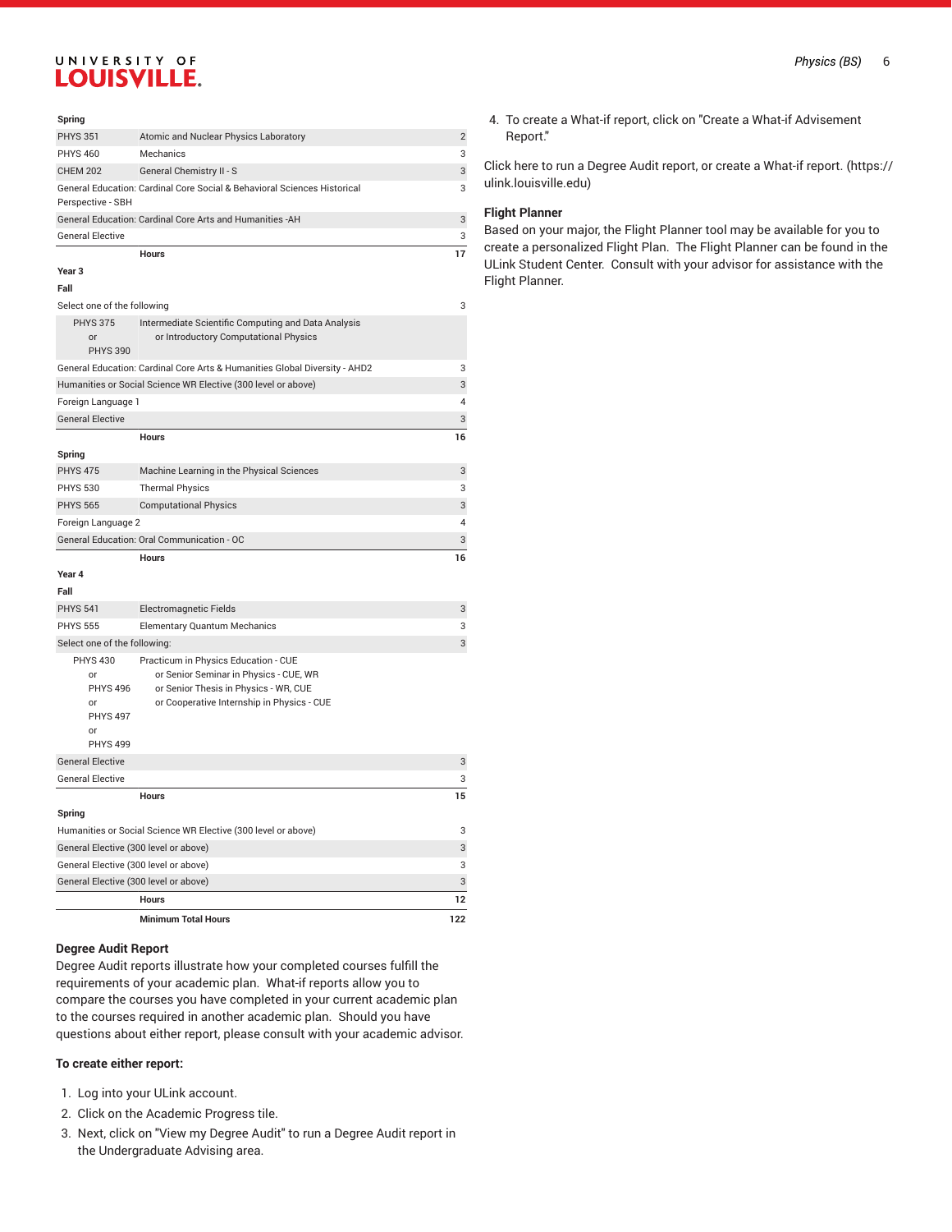| | | |
|---|---|---|
| **Spring** | | |
| PHYS 351 | Atomic and Nuclear Physics Laboratory | 2 |
| PHYS 460 | Mechanics | 3 |
| CHEM 202 | General Chemistry II - S | 3 |
| General Education: Cardinal Core Social & Behavioral Sciences Historical Perspective - SBH | | 3 |
| General Education: Cardinal Core Arts and Humanities -AH | | 3 |
| General Elective | | 3 |
| | **Hours** | **17** |
| **Year 3** | | |
| **Fall** | | |
| Select one of the following | | 3 |
| PHYS 375 or PHYS 390 | Intermediate Scientific Computing and Data Analysis or Introductory Computational Physics | |
| General Education: Cardinal Core Arts & Humanities Global Diversity - AHD2 | | 3 |
| Humanities or Social Science WR Elective (300 level or above) | | 3 |
| Foreign Language 1 | | 4 |
| General Elective | | 3 |
| | **Hours** | **16** |
| **Spring** | | |
| PHYS 475 | Machine Learning in the Physical Sciences | 3 |
| PHYS 530 | Thermal Physics | 3 |
| PHYS 565 | Computational Physics | 3 |
| Foreign Language 2 | | 4 |
| General Education: Oral Communication - OC | | 3 |
| | **Hours** | **16** |
| **Year 4** | | |
| **Fall** | | |
| PHYS 541 | Electromagnetic Fields | 3 |
| PHYS 555 | Elementary Quantum Mechanics | 3 |
| Select one of the following: | | 3 |
| PHYS 430 or PHYS 496 or PHYS 497 or PHYS 499 | Practicum in Physics Education - CUE or Senior Seminar in Physics - CUE, WR or Senior Thesis in Physics - WR, CUE or Cooperative Internship in Physics - CUE | |
| General Elective | | 3 |
| General Elective | | 3 |
| | **Hours** | **15** |
| **Spring** | | |
| Humanities or Social Science WR Elective (300 level or above) | | 3 |
| General Elective (300 level or above) | | 3 |
| General Elective (300 level or above) | | 3 |
| General Elective (300 level or above) | | 3 |
| | **Hours** | **12** |
| | **Minimum Total Hours** | **122** |

### Degree Audit Report

Degree Audit reports illustrate how your completed courses fulfill the requirements of your academic plan. What-if reports allow you to compare the courses you have completed in your current academic plan to the courses required in another academic plan. Should you have questions about either report, please consult with your academic advisor.

**To create either report:**

1. Log into your ULink account.
2. Click on the Academic Progress tile.
3. Next, click on "View my Degree Audit" to run a Degree Audit report in the Undergraduate Advising area.
4. To create a What-if report, click on "Create a What-if Advisement Report."

Click here to run a Degree Audit report, or create a What-if report. (https://ulink.louisville.edu)

### Flight Planner

Based on your major, the Flight Planner tool may be available for you to create a personalized Flight Plan. The Flight Planner can be found in the ULink Student Center. Consult with your advisor for assistance with the Flight Planner.